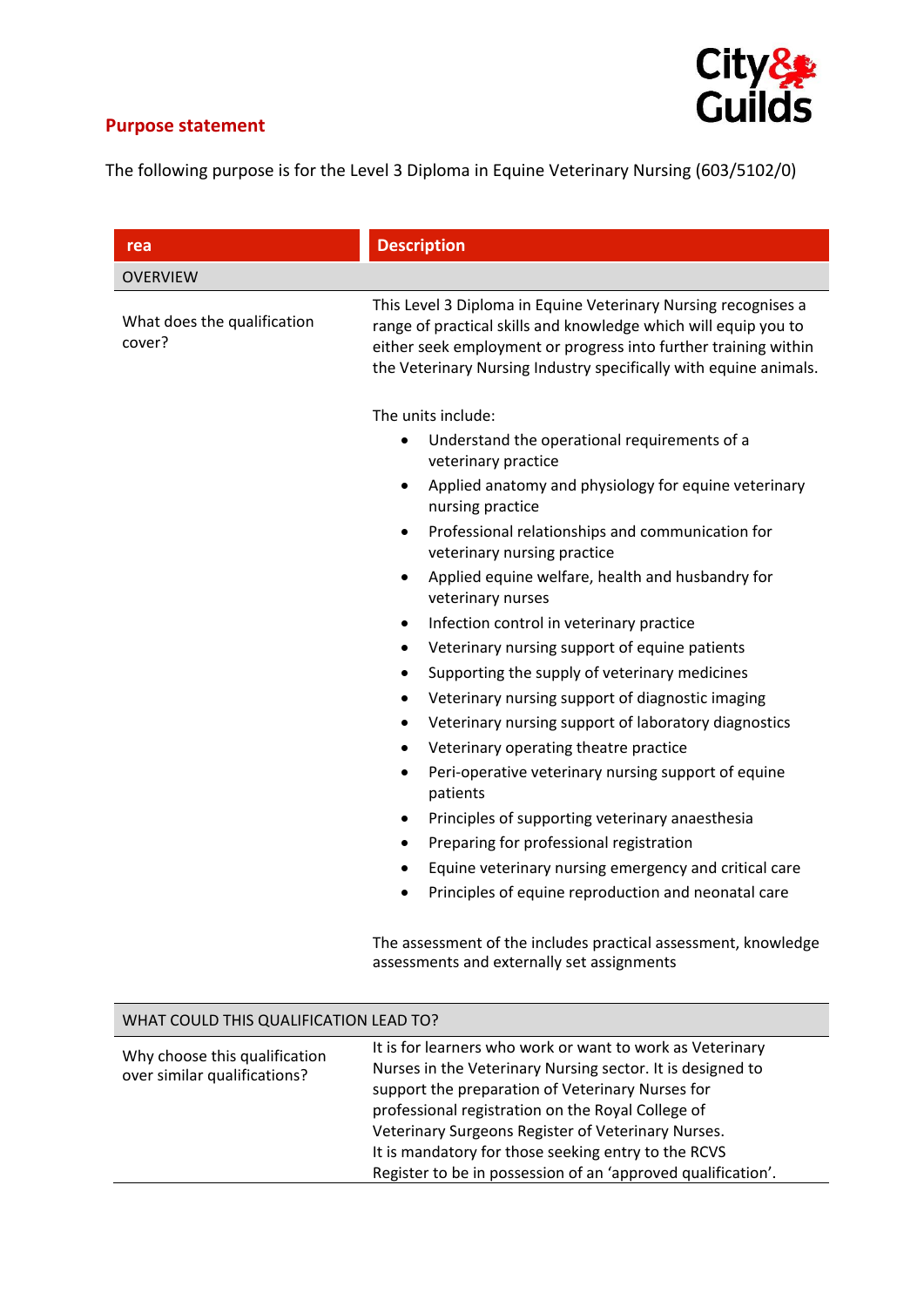## Purpose statement

The following purpose is for the Level 3 Diploma in Equine Veterinary Nursing (603/5102/0)

| rea | Description |
|---|---|
| OVERVIEW | |
| What does the qualification cover? | This Level 3 Diploma in Equine Veterinary Nursing recognises a range of practical skills and knowledge which will equip you to either seek employment or progress into further training within the Veterinary Nursing Industry specifically with equine animals.<br><br>The units include:<br>• Understand the operational requirements of a veterinary practice<br>• Applied anatomy and physiology for equine veterinary nursing practice<br>• Professional relationships and communication for veterinary nursing practice<br>• Applied equine welfare, health and husbandry for veterinary nurses<br>• Infection control in veterinary practice<br>• Veterinary nursing support of equine patients<br>• Supporting the supply of veterinary medicines<br>• Veterinary nursing support of diagnostic imaging<br>• Veterinary nursing support of laboratory diagnostics<br>• Veterinary operating theatre practice<br>• Peri-operative veterinary nursing support of equine patients<br>• Principles of supporting veterinary anaesthesia<br>• Preparing for professional registration<br>• Equine veterinary nursing emergency and critical care<br>• Principles of equine reproduction and neonatal care<br><br>The assessment of the includes practical assessment, knowledge assessments and externally set assignments |
| WHAT COULD THIS QUALIFICATION LEAD TO? | |
| Why choose this qualification over similar qualifications? | It is for learners who work or want to work as Veterinary Nurses in the Veterinary Nursing sector. It is designed to support the preparation of Veterinary Nurses for professional registration on the Royal College of Veterinary Surgeons Register of Veterinary Nurses. It is mandatory for those seeking entry to the RCVS Register to be in possession of an 'approved qualification'. |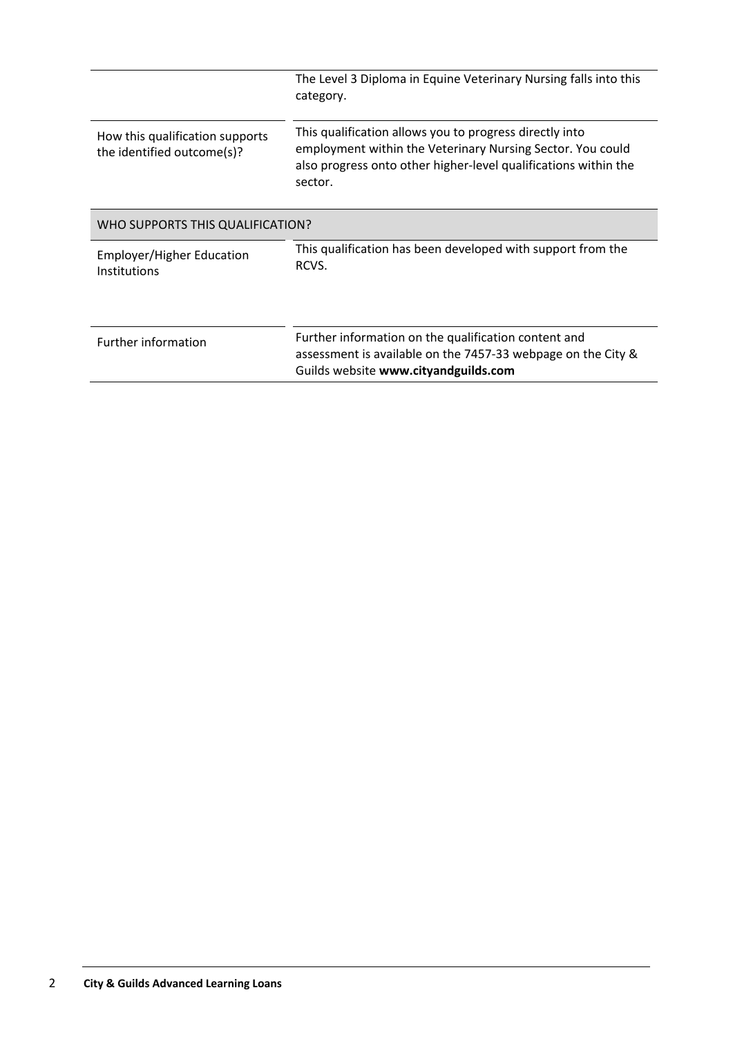| | |
|---|---|
| | The Level 3 Diploma in Equine Veterinary Nursing falls into this category. |
| How this qualification supports the identified outcome(s)? | This qualification allows you to progress directly into employment within the Veterinary Nursing Sector. You could also progress onto other higher-level qualifications within the sector. |
| **WHO SUPPORTS THIS QUALIFICATION?** | |
| Employer/Higher Education Institutions | This qualification has been developed with support from the RCVS. |
| Further information | Further information on the qualification content and assessment is available on the 7457-33 webpage on the City & Guilds website **www.cityandguilds.com** |